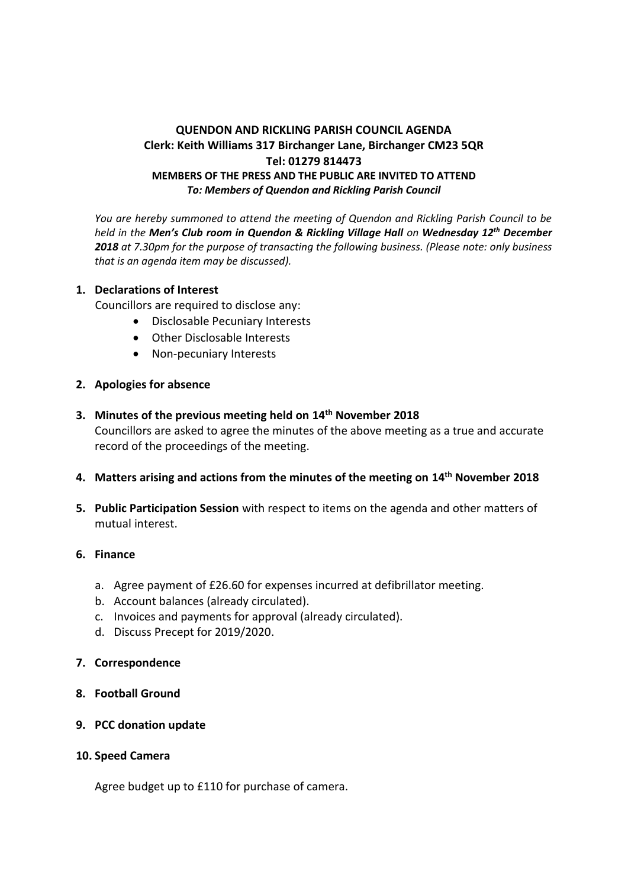**QUENDON AND RICKLING PARISH COUNCIL AGENDA**
**Clerk: Keith Williams 317 Birchanger Lane, Birchanger CM23 5QR**
**Tel: 01279 814473**
**MEMBERS OF THE PRESS AND THE PUBLIC ARE INVITED TO ATTEND**
***To: Members of Quendon and Rickling Parish Council***

*You are hereby summoned to attend the meeting of Quendon and Rickling Parish Council to be held in the* ***Men's Club room in Quendon & Rickling Village Hall*** *on* ***Wednesday 12th December 2018*** *at 7.30pm for the purpose of transacting the following business. (Please note: only business that is an agenda item may be discussed).*

1. **Declarations of Interest**
   Councillors are required to disclose any:
   - Disclosable Pecuniary Interests
   - Other Disclosable Interests
   - Non-pecuniary Interests

2. **Apologies for absence**

3. **Minutes of the previous meeting held on 14th November 2018**
   Councillors are asked to agree the minutes of the above meeting as a true and accurate record of the proceedings of the meeting.

4. **Matters arising and actions from the minutes of the meeting on 14th November 2018**

5. **Public Participation Session** with respect to items on the agenda and other matters of mutual interest.

6. **Finance**

   a. Agree payment of £26.60 for expenses incurred at defibrillator meeting.
   b. Account balances (already circulated).
   c. Invoices and payments for approval (already circulated).
   d. Discuss Precept for 2019/2020.

7. **Correspondence**

8. **Football Ground**

9. **PCC donation update**

10. **Speed Camera**

    Agree budget up to £110 for purchase of camera.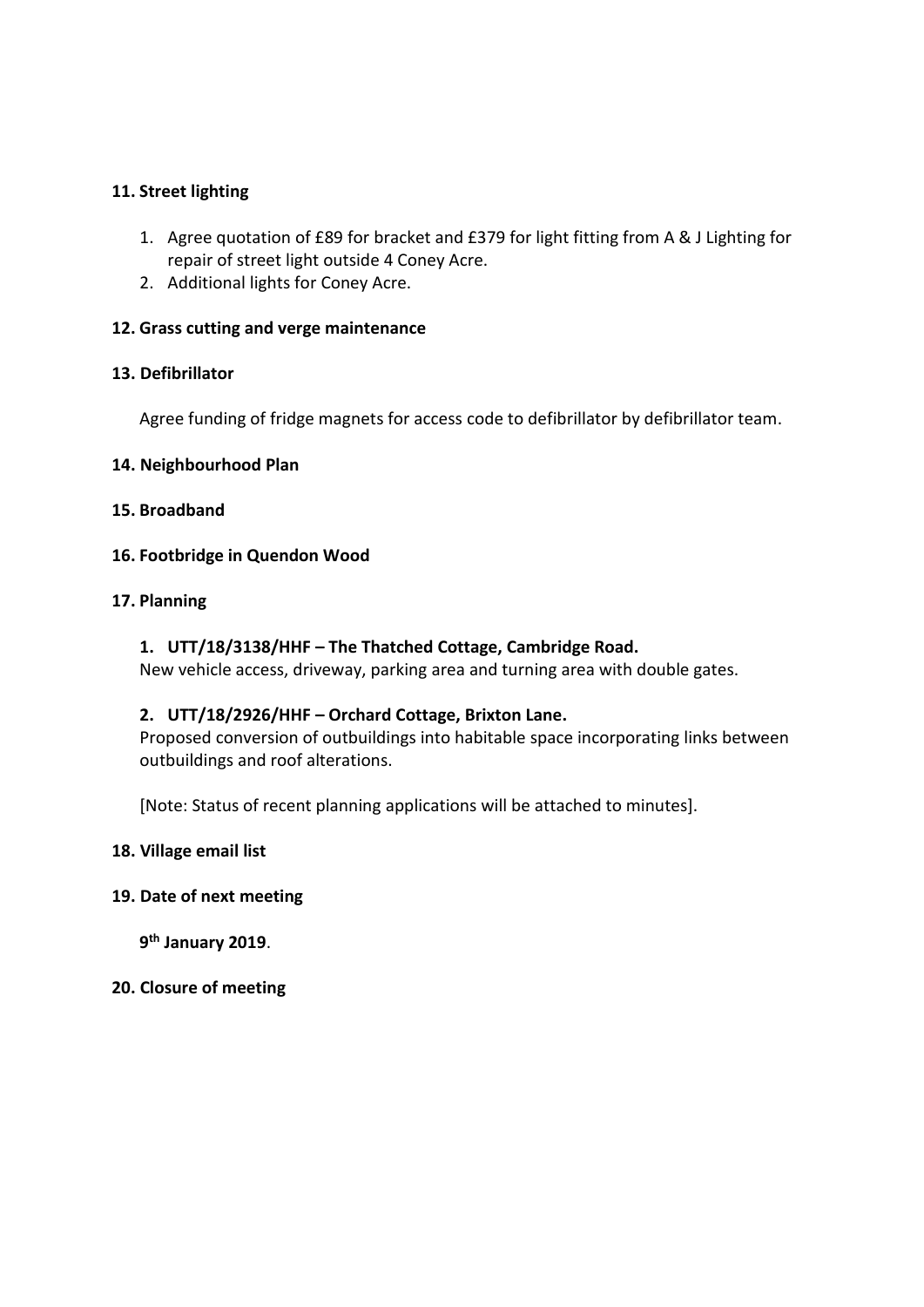**11. Street lighting**

1. Agree quotation of £89 for bracket and £379 for light fitting from A & J Lighting for repair of street light outside 4 Coney Acre.
2. Additional lights for Coney Acre.

**12. Grass cutting and verge maintenance**

**13. Defibrillator**

Agree funding of fridge magnets for access code to defibrillator by defibrillator team.

**14. Neighbourhood Plan**

**15. Broadband**

**16. Footbridge in Quendon Wood**

**17. Planning**

**1. UTT/18/3138/HHF – The Thatched Cottage, Cambridge Road.**
New vehicle access, driveway, parking area and turning area with double gates.

**2. UTT/18/2926/HHF – Orchard Cottage, Brixton Lane.**
Proposed conversion of outbuildings into habitable space incorporating links between outbuildings and roof alterations.

[Note: Status of recent planning applications will be attached to minutes].

**18. Village email list**

**19. Date of next meeting**

**9th January 2019**.

**20. Closure of meeting**